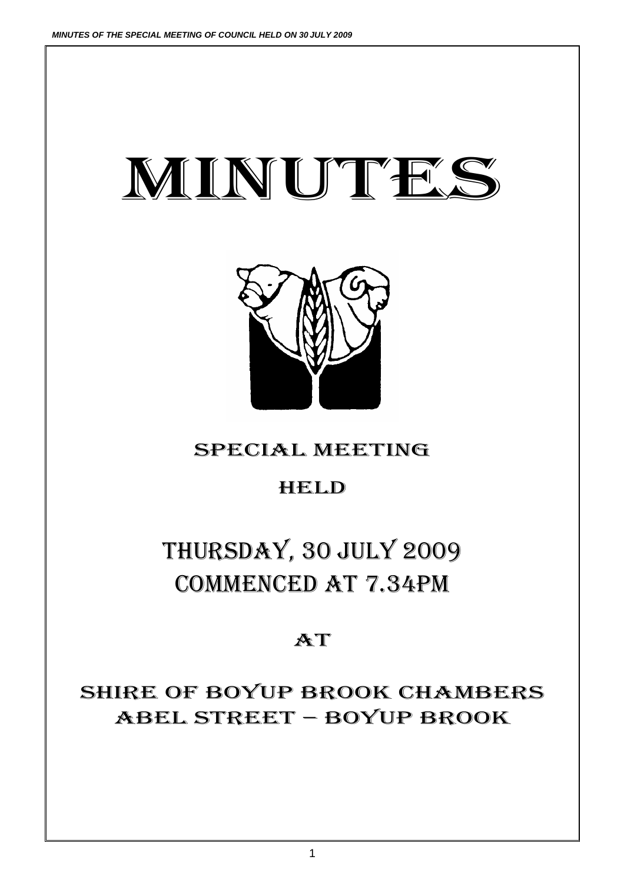# MINUTES

## SPECIAL MEETING

## HELD

## THURSDAY, 30 JULY 2009
## COMMENCED AT 7.34PM

## AT

## SHIRE OF BOYUP BROOK CHAMBERS
## ABEL STREET – BOYUP BROOK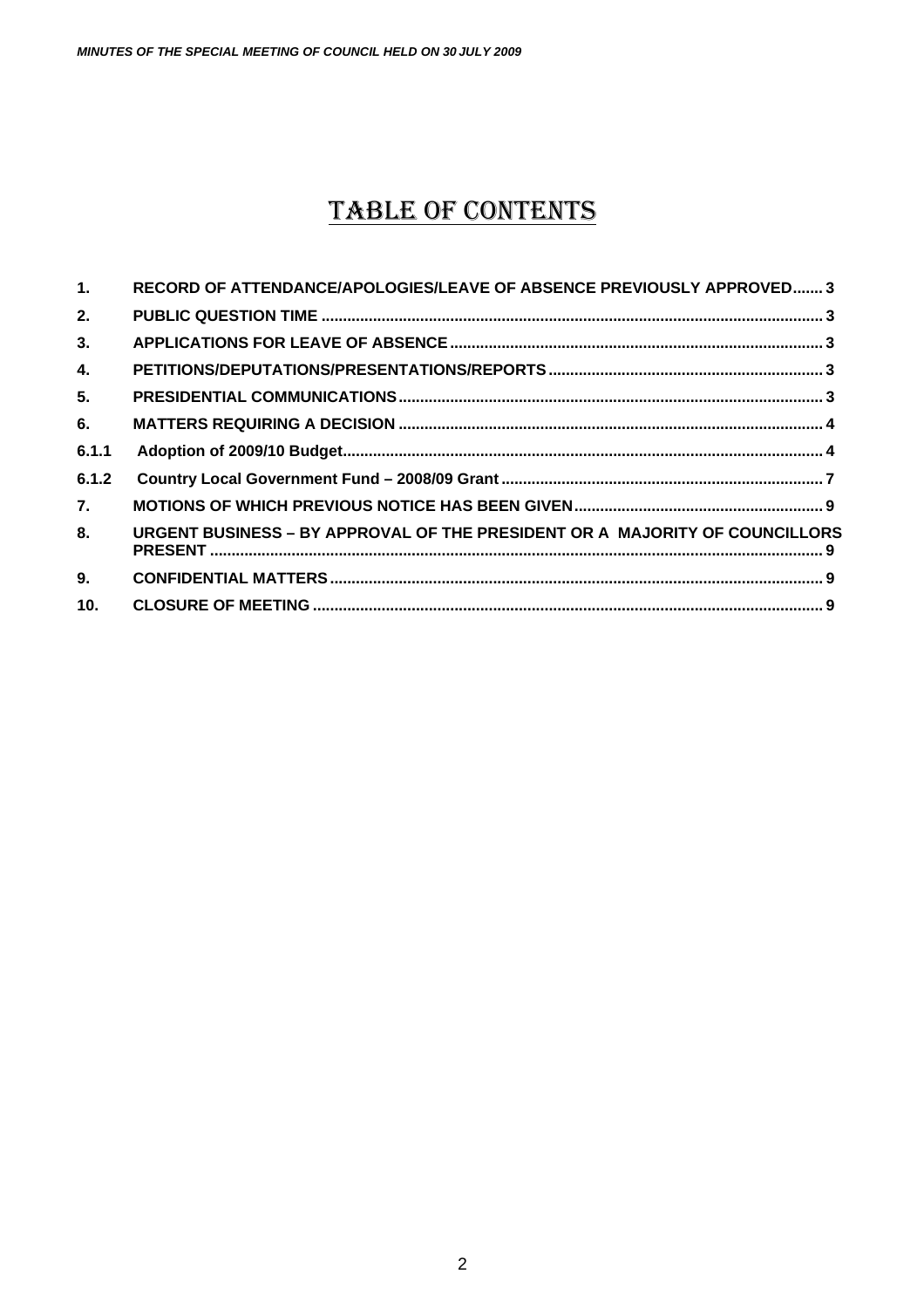# TABLE OF CONTENTS

| | | |
|---|---|---|
| 1. | RECORD OF ATTENDANCE/APOLOGIES/LEAVE OF ABSENCE PREVIOUSLY APPROVED | 3 |
| 2. | PUBLIC QUESTION TIME | 3 |
| 3. | APPLICATIONS FOR LEAVE OF ABSENCE | 3 |
| 4. | PETITIONS/DEPUTATIONS/PRESENTATIONS/REPORTS | 3 |
| 5. | PRESIDENTIAL COMMUNICATIONS | 3 |
| 6. | MATTERS REQUIRING A DECISION | 4 |
| 6.1.1 | Adoption of 2009/10 Budget | 4 |
| 6.1.2 | Country Local Government Fund – 2008/09 Grant | 7 |
| 7. | MOTIONS OF WHICH PREVIOUS NOTICE HAS BEEN GIVEN | 9 |
| 8. | URGENT BUSINESS – BY APPROVAL OF THE PRESIDENT OR A MAJORITY OF COUNCILLORS PRESENT | 9 |
| 9. | CONFIDENTIAL MATTERS | 9 |
| 10. | CLOSURE OF MEETING | 9 |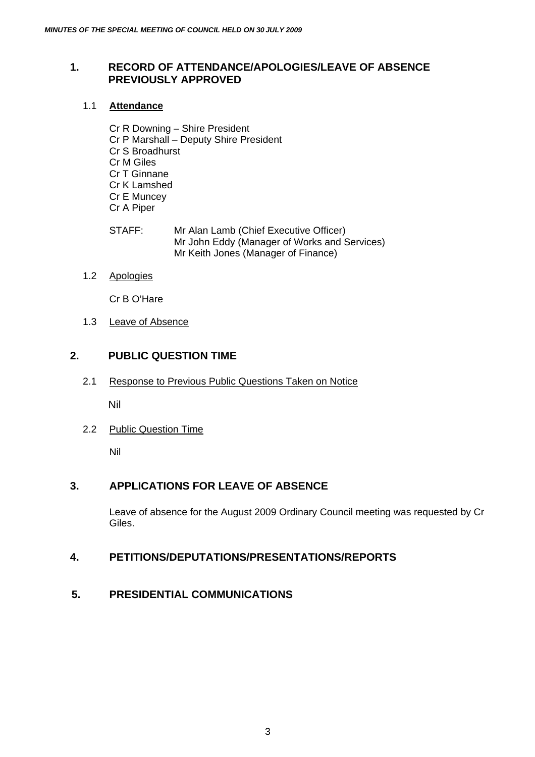## 1. RECORD OF ATTENDANCE/APOLOGIES/LEAVE OF ABSENCE PREVIOUSLY APPROVED

### 1.1 **Attendance**

Cr R Downing – Shire President
Cr P Marshall – Deputy Shire President
Cr S Broadhurst
Cr M Giles
Cr T Ginnane
Cr K Lamshed
Cr E Muncey
Cr A Piper

STAFF: Mr Alan Lamb (Chief Executive Officer)
Mr John Eddy (Manager of Works and Services)
Mr Keith Jones (Manager of Finance)

### 1.2 Apologies

Cr B O'Hare

### 1.3 Leave of Absence

## 2. PUBLIC QUESTION TIME

### 2.1 Response to Previous Public Questions Taken on Notice

Nil

### 2.2 Public Question Time

Nil

## 3. APPLICATIONS FOR LEAVE OF ABSENCE

Leave of absence for the August 2009 Ordinary Council meeting was requested by Cr Giles.

## 4. PETITIONS/DEPUTATIONS/PRESENTATIONS/REPORTS

## 5. PRESIDENTIAL COMMUNICATIONS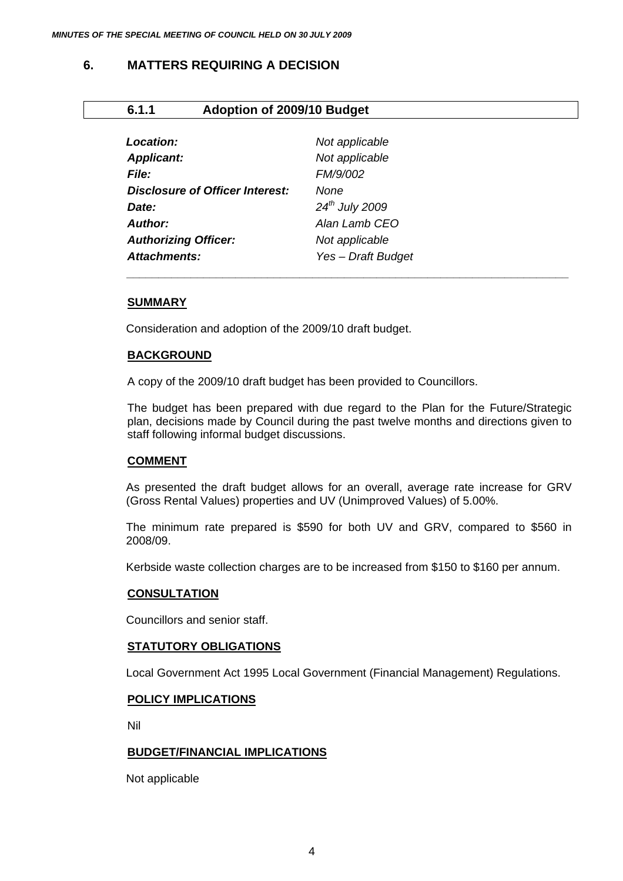## 6. MATTERS REQUIRING A DECISION

### 6.1.1 Adoption of 2009/10 Budget

| | |
|---|---|
| ***Location:*** | *Not applicable* |
| ***Applicant:*** | *Not applicable* |
| ***File:*** | *FM/9/002* |
| ***Disclosure of Officer Interest:*** | *None* |
| ***Date:*** | *24th July 2009* |
| ***Author:*** | *Alan Lamb CEO* |
| ***Authorizing Officer:*** | *Not applicable* |
| ***Attachments:*** | *Yes – Draft Budget* |

**SUMMARY**

Consideration and adoption of the 2009/10 draft budget.

**BACKGROUND**

A copy of the 2009/10 draft budget has been provided to Councillors.

The budget has been prepared with due regard to the Plan for the Future/Strategic plan, decisions made by Council during the past twelve months and directions given to staff following informal budget discussions.

**COMMENT**

As presented the draft budget allows for an overall, average rate increase for GRV (Gross Rental Values) properties and UV (Unimproved Values) of 5.00%.

The minimum rate prepared is $590 for both UV and GRV, compared to $560 in 2008/09.

Kerbside waste collection charges are to be increased from $150 to $160 per annum.

**CONSULTATION**

Councillors and senior staff.

**STATUTORY OBLIGATIONS**

Local Government Act 1995 Local Government (Financial Management) Regulations.

**POLICY IMPLICATIONS**

Nil

**BUDGET/FINANCIAL IMPLICATIONS**

Not applicable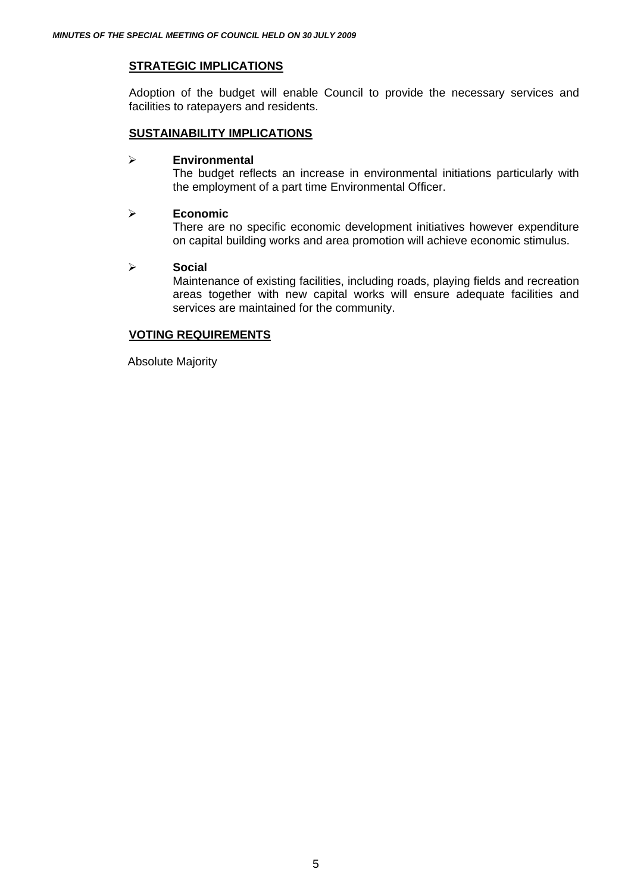## STRATEGIC IMPLICATIONS

Adoption of the budget will enable Council to provide the necessary services and facilities to ratepayers and residents.

## SUSTAINABILITY IMPLICATIONS

- **Environmental**
  The budget reflects an increase in environmental initiations particularly with the employment of a part time Environmental Officer.

- **Economic**
  There are no specific economic development initiatives however expenditure on capital building works and area promotion will achieve economic stimulus.

- **Social**
  Maintenance of existing facilities, including roads, playing fields and recreation areas together with new capital works will ensure adequate facilities and services are maintained for the community.

## VOTING REQUIREMENTS

Absolute Majority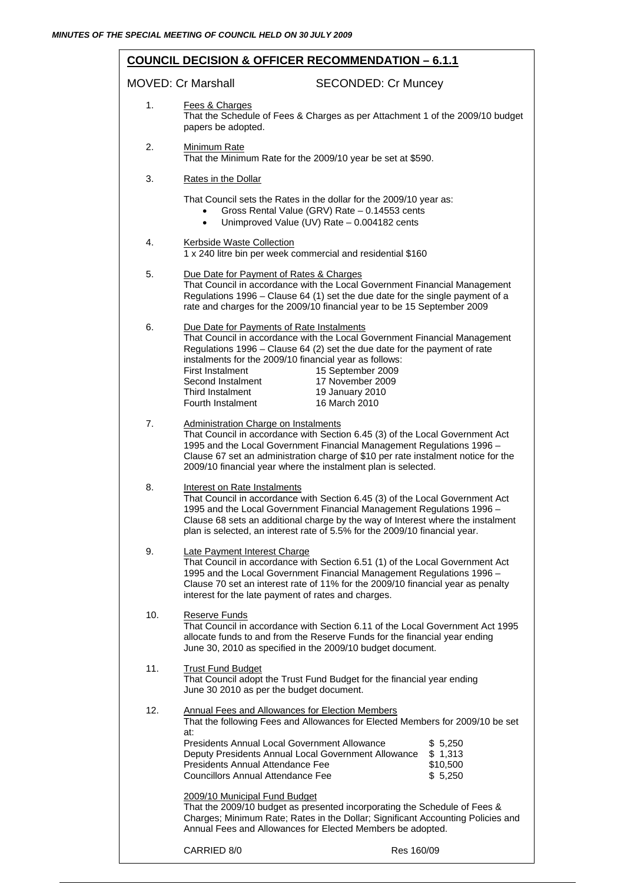## COUNCIL DECISION & OFFICER RECOMMENDATION – 6.1.1

MOVED: Cr Marshall SECONDED: Cr Muncey

1. Fees & Charges
   That the Schedule of Fees & Charges as per Attachment 1 of the 2009/10 budget papers be adopted.

2. Minimum Rate
   That the Minimum Rate for the 2009/10 year be set at $590.

3. Rates in the Dollar

   That Council sets the Rates in the dollar for the 2009/10 year as:
   - Gross Rental Value (GRV) Rate – 0.14553 cents
   - Unimproved Value (UV) Rate – 0.004182 cents

4. Kerbside Waste Collection
   1 x 240 litre bin per week commercial and residential $160

5. Due Date for Payment of Rates & Charges
   That Council in accordance with the Local Government Financial Management Regulations 1996 – Clause 64 (1) set the due date for the single payment of a rate and charges for the 2009/10 financial year to be 15 September 2009

6. Due Date for Payments of Rate Instalments
   That Council in accordance with the Local Government Financial Management Regulations 1996 – Clause 64 (2) set the due date for the payment of rate instalments for the 2009/10 financial year as follows:

   | | |
   |---|---|
   | First Instalment | 15 September 2009 |
   | Second Instalment | 17 November 2009 |
   | Third Instalment | 19 January 2010 |
   | Fourth Instalment | 16 March 2010 |

7. Administration Charge on Instalments
   That Council in accordance with Section 6.45 (3) of the Local Government Act 1995 and the Local Government Financial Management Regulations 1996 – Clause 67 set an administration charge of $10 per rate instalment notice for the 2009/10 financial year where the instalment plan is selected.

8. Interest on Rate Instalments
   That Council in accordance with Section 6.45 (3) of the Local Government Act 1995 and the Local Government Financial Management Regulations 1996 – Clause 68 sets an additional charge by the way of Interest where the instalment plan is selected, an interest rate of 5.5% for the 2009/10 financial year.

9. Late Payment Interest Charge
   That Council in accordance with Section 6.51 (1) of the Local Government Act 1995 and the Local Government Financial Management Regulations 1996 – Clause 70 set an interest rate of 11% for the 2009/10 financial year as penalty interest for the late payment of rates and charges.

10. Reserve Funds
    That Council in accordance with Section 6.11 of the Local Government Act 1995 allocate funds to and from the Reserve Funds for the financial year ending June 30, 2010 as specified in the 2009/10 budget document.

11. Trust Fund Budget
    That Council adopt the Trust Fund Budget for the financial year ending June 30 2010 as per the budget document.

12. Annual Fees and Allowances for Election Members
    That the following Fees and Allowances for Elected Members for 2009/10 be set at:

    | | |
    |---|---|
    | Presidents Annual Local Government Allowance | $ 5,250 |
    | Deputy Presidents Annual Local Government Allowance | $ 1,313 |
    | Presidents Annual Attendance Fee | $10,500 |
    | Councillors Annual Attendance Fee | $ 5,250 |

    2009/10 Municipal Fund Budget
    That the 2009/10 budget as presented incorporating the Schedule of Fees & Charges; Minimum Rate; Rates in the Dollar; Significant Accounting Policies and Annual Fees and Allowances for Elected Members be adopted.

CARRIED 8/0 Res 160/09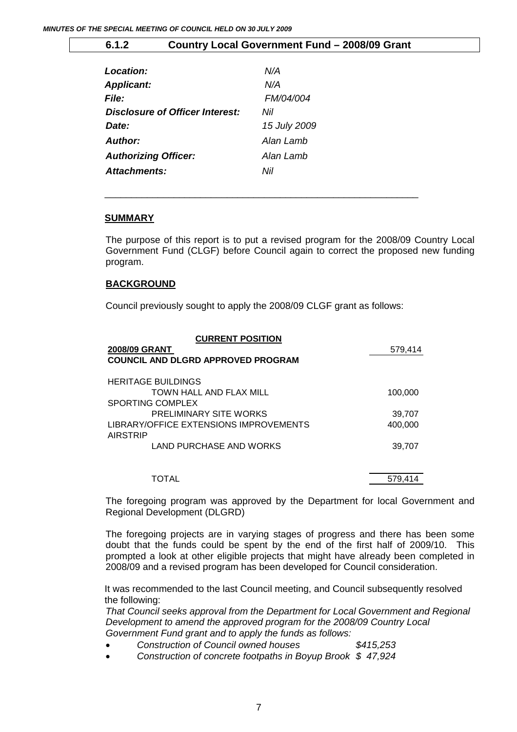## 6.1.2 Country Local Government Fund – 2008/09 Grant

| | |
|---|---|
| *Location:* | *N/A* |
| *Applicant:* | *N/A* |
| *File:* | *FM/04/004* |
| *Disclosure of Officer Interest:* | *Nil* |
| *Date:* | *15 July 2009* |
| *Author:* | *Alan Lamb* |
| *Authorizing Officer:* | *Alan Lamb* |
| *Attachments:* | *Nil* |

---

### SUMMARY

The purpose of this report is to put a revised program for the 2008/09 Country Local Government Fund (CLGF) before Council again to correct the proposed new funding program.

### BACKGROUND

Council previously sought to apply the 2008/09 CLGF grant as follows:

| **CURRENT POSITION** | |
|---|---|
| **2008/09 GRANT** | 579,414 |
| **COUNCIL AND DLGRD APPROVED PROGRAM** | |
| HERITAGE BUILDINGS | |
| TOWN HALL AND FLAX MILL | 100,000 |
| SPORTING COMPLEX | |
| PRELIMINARY SITE WORKS | 39,707 |
| LIBRARY/OFFICE EXTENSIONS IMPROVEMENTS | 400,000 |
| AIRSTRIP | |
| LAND PURCHASE AND WORKS | 39,707 |
| TOTAL | 579,414 |

The foregoing program was approved by the Department for local Government and Regional Development (DLGRD)

The foregoing projects are in varying stages of progress and there has been some doubt that the funds could be spent by the end of the first half of 2009/10. This prompted a look at other eligible projects that might have already been completed in 2008/09 and a revised program has been developed for Council consideration.

It was recommended to the last Council meeting, and Council subsequently resolved the following:

*That Council seeks approval from the Department for Local Government and Regional Development to amend the approved program for the 2008/09 Country Local Government Fund grant and to apply the funds as follows:*

- *Construction of Council owned houses $415,253*
- *Construction of concrete footpaths in Boyup Brook $ 47,924*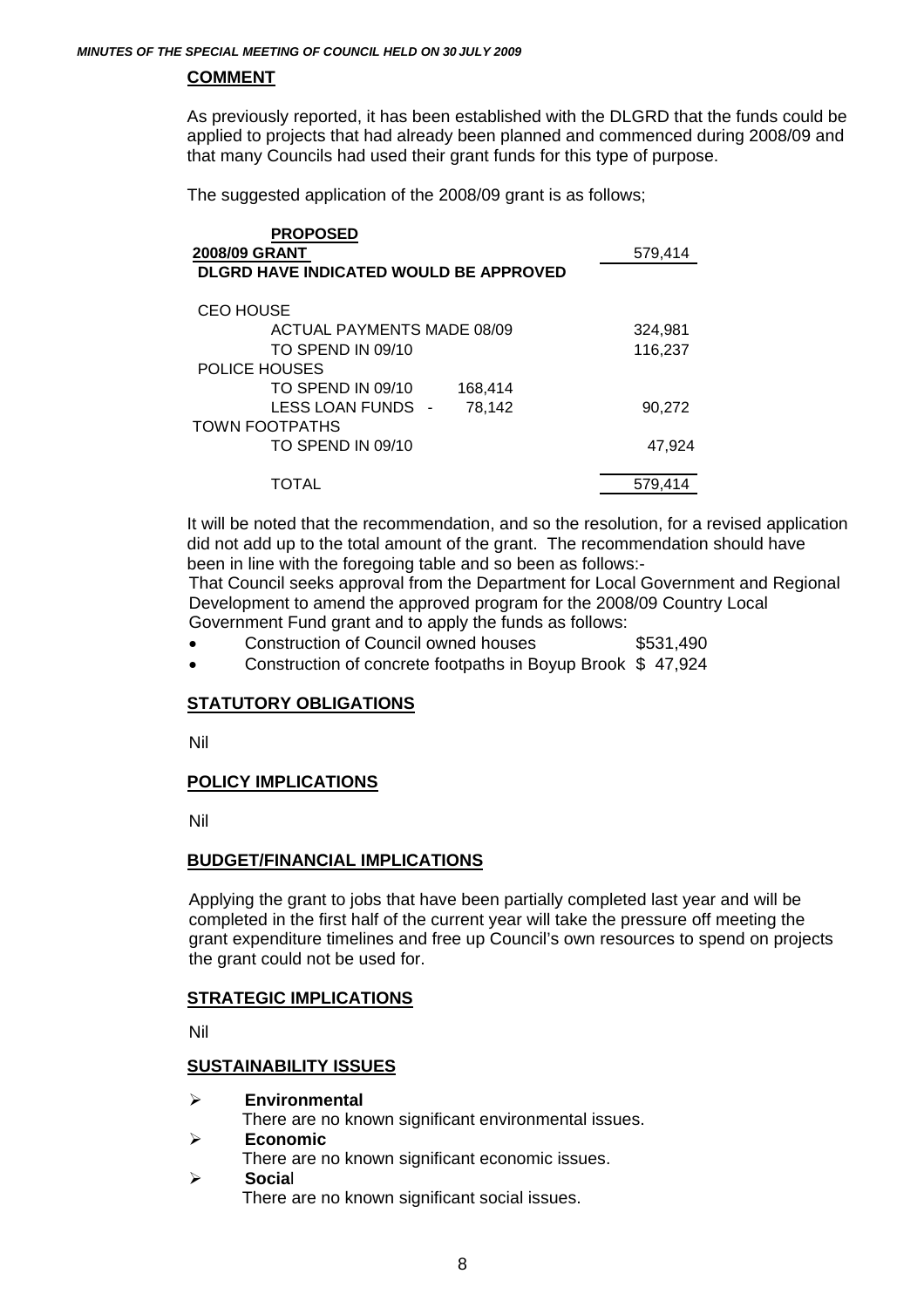## COMMENT

As previously reported, it has been established with the DLGRD that the funds could be applied to projects that had already been planned and commenced during 2008/09 and that many Councils had used their grant funds for this type of purpose.

The suggested application of the 2008/09 grant is as follows;

| **PROPOSED** | | |
|---|---|---|
| **2008/09 GRANT** | | 579,414 |
| **DLGRD HAVE INDICATED WOULD BE APPROVED** | | |
| CEO HOUSE | | |
| ACTUAL PAYMENTS MADE 08/09 | | 324,981 |
| TO SPEND IN 09/10 | | 116,237 |
| POLICE HOUSES | | |
| TO SPEND IN 09/10 | 168,414 | |
| LESS LOAN FUNDS - | 78,142 | 90,272 |
| TOWN FOOTPATHS | | |
| TO SPEND IN 09/10 | | 47,924 |
| TOTAL | | 579,414 |

It will be noted that the recommendation, and so the resolution, for a revised application did not add up to the total amount of the grant. The recommendation should have been in line with the foregoing table and so been as follows:-

That Council seeks approval from the Department for Local Government and Regional Development to amend the approved program for the 2008/09 Country Local Government Fund grant and to apply the funds as follows:

- Construction of Council owned houses $531,490
- Construction of concrete footpaths in Boyup Brook $ 47,924

## STATUTORY OBLIGATIONS

Nil

## POLICY IMPLICATIONS

Nil

## BUDGET/FINANCIAL IMPLICATIONS

Applying the grant to jobs that have been partially completed last year and will be completed in the first half of the current year will take the pressure off meeting the grant expenditure timelines and free up Council's own resources to spend on projects the grant could not be used for.

## STRATEGIC IMPLICATIONS

Nil

## SUSTAINABILITY ISSUES

- **Environmental**
  There are no known significant environmental issues.
- **Economic**
  There are no known significant economic issues.
- **Social**
  There are no known significant social issues.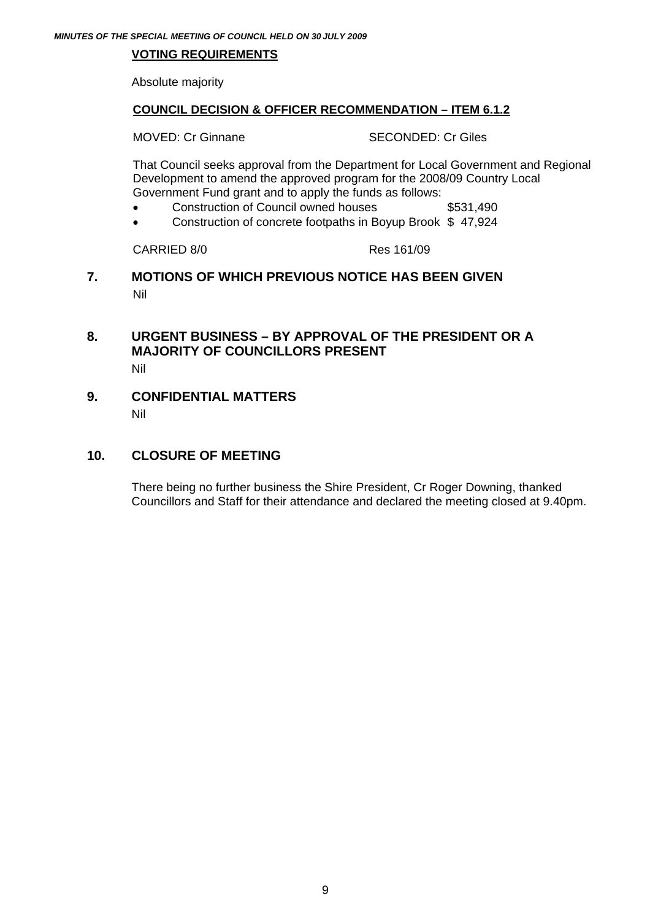**VOTING REQUIREMENTS**

Absolute majority

**COUNCIL DECISION & OFFICER RECOMMENDATION – ITEM 6.1.2**

MOVED: Cr Ginnane SECONDED: Cr Giles

That Council seeks approval from the Department for Local Government and Regional Development to amend the approved program for the 2008/09 Country Local Government Fund grant and to apply the funds as follows:

- Construction of Council owned houses $531,490
- Construction of concrete footpaths in Boyup Brook $ 47,924

CARRIED 8/0 Res 161/09

## 7. MOTIONS OF WHICH PREVIOUS NOTICE HAS BEEN GIVEN

Nil

## 8. URGENT BUSINESS – BY APPROVAL OF THE PRESIDENT OR A MAJORITY OF COUNCILLORS PRESENT

Nil

## 9. CONFIDENTIAL MATTERS

Nil

## 10. CLOSURE OF MEETING

There being no further business the Shire President, Cr Roger Downing, thanked Councillors and Staff for their attendance and declared the meeting closed at 9.40pm.